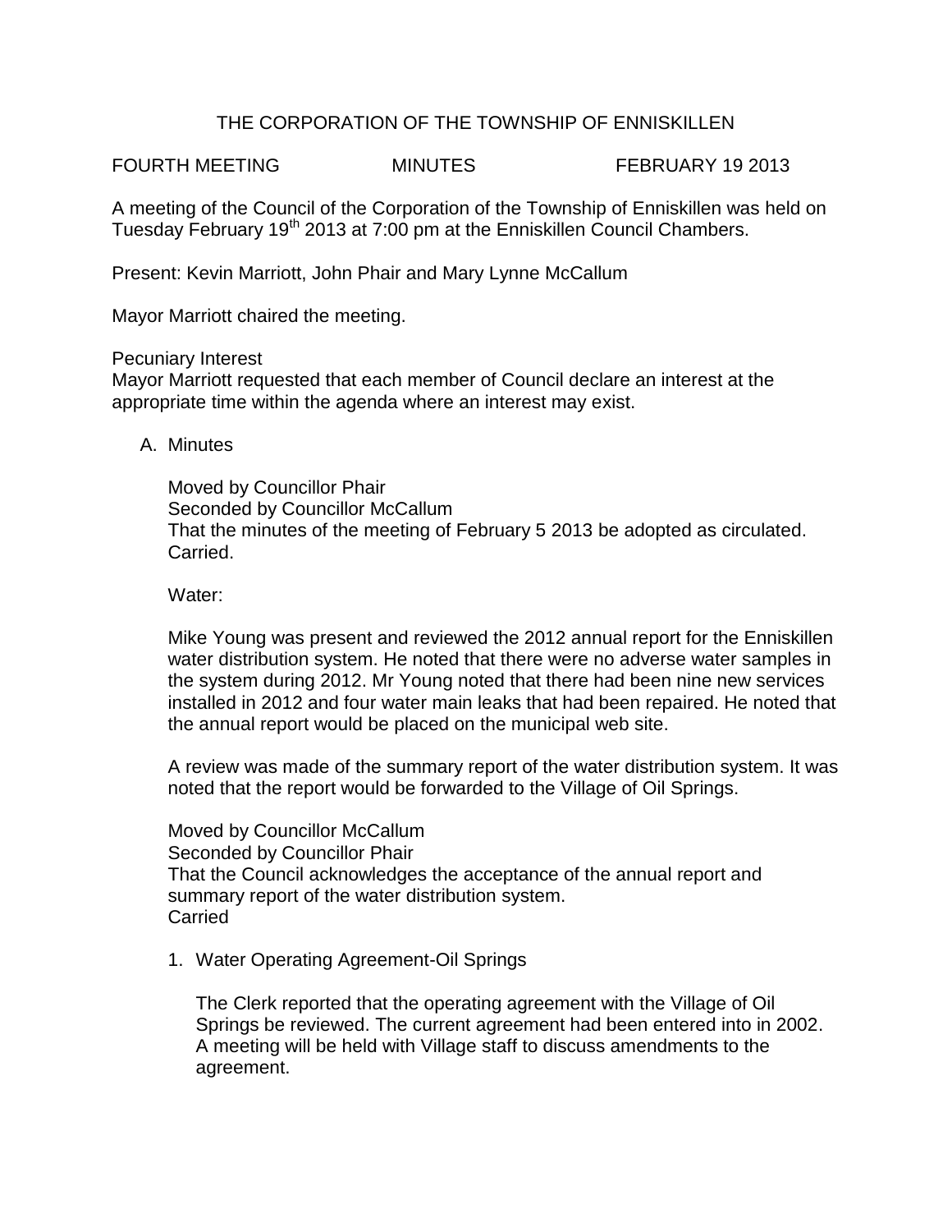# THE CORPORATION OF THE TOWNSHIP OF ENNISKILLEN

FOURTH MEETING MINUTES FEBRUARY 19 2013

A meeting of the Council of the Corporation of the Township of Enniskillen was held on Tuesday February 19th 2013 at 7:00 pm at the Enniskillen Council Chambers.

Present: Kevin Marriott, John Phair and Mary Lynne McCallum

Mayor Marriott chaired the meeting.

Pecuniary Interest
Mayor Marriott requested that each member of Council declare an interest at the appropriate time within the agenda where an interest may exist.

A. Minutes

Moved by Councillor Phair
Seconded by Councillor McCallum
That the minutes of the meeting of February 5 2013 be adopted as circulated.
Carried.

Water:

Mike Young was present and reviewed the 2012 annual report for the Enniskillen water distribution system. He noted that there were no adverse water samples in the system during 2012. Mr Young noted that there had been nine new services installed in 2012 and four water main leaks that had been repaired. He noted that the annual report would be placed on the municipal web site.

A review was made of the summary report of the water distribution system. It was noted that the report would be forwarded to the Village of Oil Springs.

Moved by Councillor McCallum
Seconded by Councillor Phair
That the Council acknowledges the acceptance of the annual report and summary report of the water distribution system.
Carried

1. Water Operating Agreement-Oil Springs

   The Clerk reported that the operating agreement with the Village of Oil Springs be reviewed. The current agreement had been entered into in 2002. A meeting will be held with Village staff to discuss amendments to the agreement.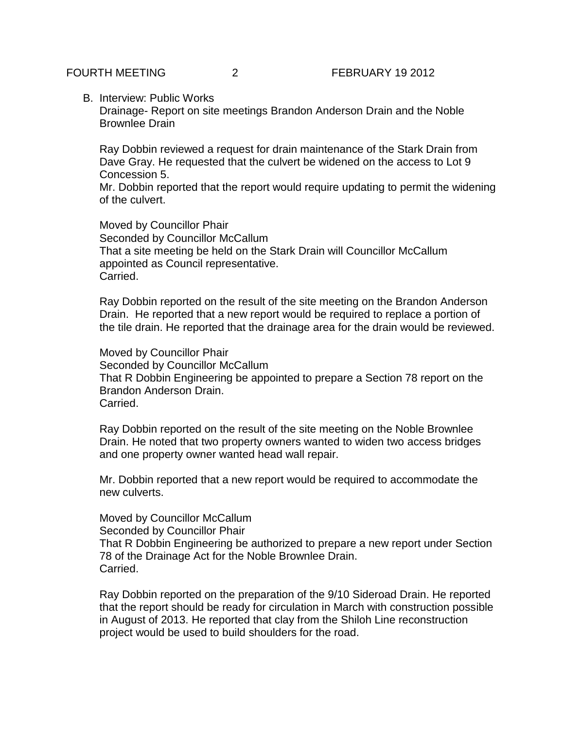B. Interview: Public Works

Drainage- Report on site meetings Brandon Anderson Drain and the Noble Brownlee Drain

Ray Dobbin reviewed a request for drain maintenance of the Stark Drain from Dave Gray. He requested that the culvert be widened on the access to Lot 9 Concession 5.

Mr. Dobbin reported that the report would require updating to permit the widening of the culvert.

Moved by Councillor Phair
Seconded by Councillor McCallum
That a site meeting be held on the Stark Drain will Councillor McCallum appointed as Council representative.
Carried.

Ray Dobbin reported on the result of the site meeting on the Brandon Anderson Drain. He reported that a new report would be required to replace a portion of the tile drain. He reported that the drainage area for the drain would be reviewed.

Moved by Councillor Phair
Seconded by Councillor McCallum
That R Dobbin Engineering be appointed to prepare a Section 78 report on the Brandon Anderson Drain.
Carried.

Ray Dobbin reported on the result of the site meeting on the Noble Brownlee Drain. He noted that two property owners wanted to widen two access bridges and one property owner wanted head wall repair.

Mr. Dobbin reported that a new report would be required to accommodate the new culverts.

Moved by Councillor McCallum
Seconded by Councillor Phair
That R Dobbin Engineering be authorized to prepare a new report under Section 78 of the Drainage Act for the Noble Brownlee Drain.
Carried.

Ray Dobbin reported on the preparation of the 9/10 Sideroad Drain. He reported that the report should be ready for circulation in March with construction possible in August of 2013. He reported that clay from the Shiloh Line reconstruction project would be used to build shoulders for the road.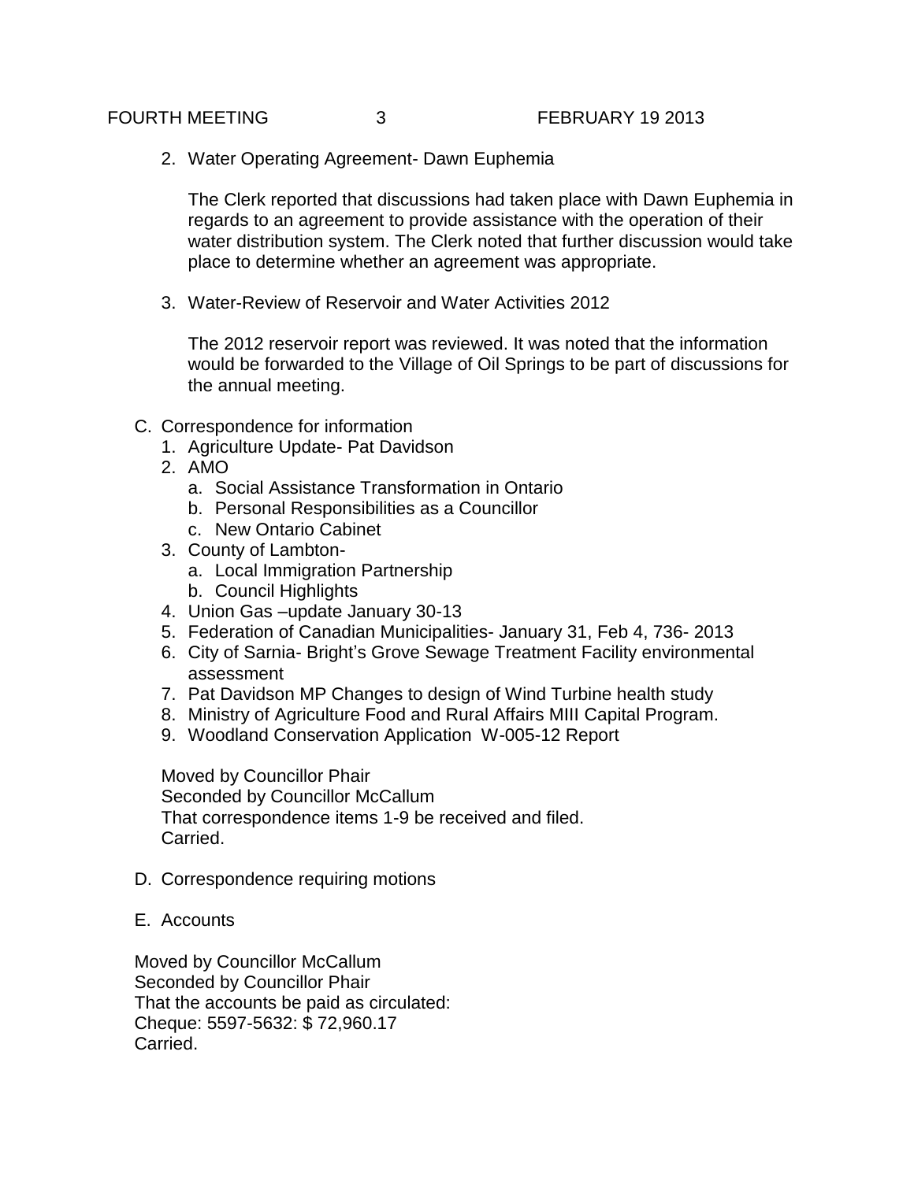2. Water Operating Agreement- Dawn Euphemia

   The Clerk reported that discussions had taken place with Dawn Euphemia in regards to an agreement to provide assistance with the operation of their water distribution system. The Clerk noted that further discussion would take place to determine whether an agreement was appropriate.

3. Water-Review of Reservoir and Water Activities 2012

   The 2012 reservoir report was reviewed. It was noted that the information would be forwarded to the Village of Oil Springs to be part of discussions for the annual meeting.

C. Correspondence for information
   1. Agriculture Update- Pat Davidson
   2. AMO
      a. Social Assistance Transformation in Ontario
      b. Personal Responsibilities as a Councillor
      c. New Ontario Cabinet
   3. County of Lambton-
      a. Local Immigration Partnership
      b. Council Highlights
   4. Union Gas –update January 30-13
   5. Federation of Canadian Municipalities- January 31, Feb 4, 736- 2013
   6. City of Sarnia- Bright's Grove Sewage Treatment Facility environmental assessment
   7. Pat Davidson MP Changes to design of Wind Turbine health study
   8. Ministry of Agriculture Food and Rural Affairs MIII Capital Program.
   9. Woodland Conservation Application W-005-12 Report

   Moved by Councillor Phair
   Seconded by Councillor McCallum
   That correspondence items 1-9 be received and filed.
   Carried.

D. Correspondence requiring motions

E. Accounts

Moved by Councillor McCallum
Seconded by Councillor Phair
That the accounts be paid as circulated:
Cheque: 5597-5632: $ 72,960.17
Carried.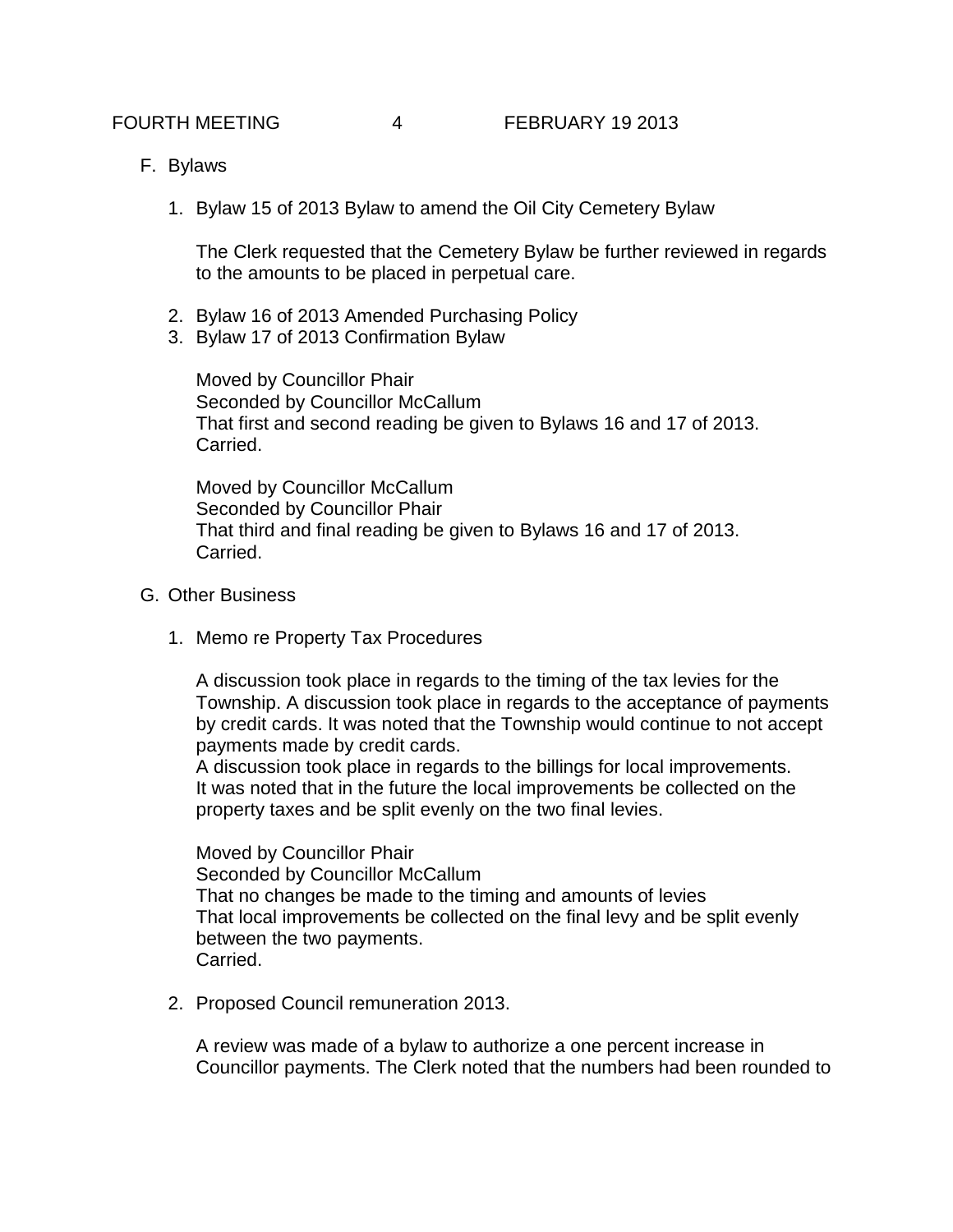F. Bylaws

1. Bylaw 15 of 2013 Bylaw to amend the Oil City Cemetery Bylaw

   The Clerk requested that the Cemetery Bylaw be further reviewed in regards to the amounts to be placed in perpetual care.

2. Bylaw 16 of 2013 Amended Purchasing Policy
3. Bylaw 17 of 2013 Confirmation Bylaw

   Moved by Councillor Phair
   Seconded by Councillor McCallum
   That first and second reading be given to Bylaws 16 and 17 of 2013.
   Carried.

   Moved by Councillor McCallum
   Seconded by Councillor Phair
   That third and final reading be given to Bylaws 16 and 17 of 2013.
   Carried.

G. Other Business

1. Memo re Property Tax Procedures

   A discussion took place in regards to the timing of the tax levies for the Township. A discussion took place in regards to the acceptance of payments by credit cards. It was noted that the Township would continue to not accept payments made by credit cards.
   A discussion took place in regards to the billings for local improvements. It was noted that in the future the local improvements be collected on the property taxes and be split evenly on the two final levies.

   Moved by Councillor Phair
   Seconded by Councillor McCallum
   That no changes be made to the timing and amounts of levies
   That local improvements be collected on the final levy and be split evenly between the two payments.
   Carried.

2. Proposed Council remuneration 2013.

   A review was made of a bylaw to authorize a one percent increase in Councillor payments. The Clerk noted that the numbers had been rounded to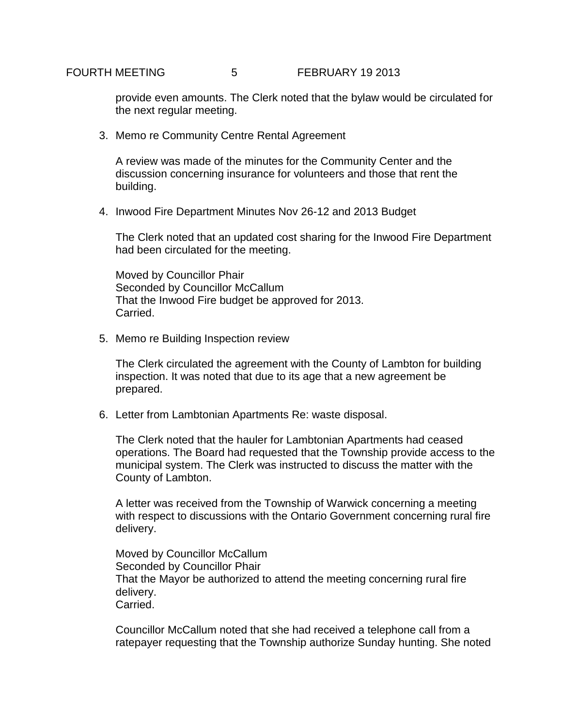provide even amounts. The Clerk noted that the bylaw would be circulated for the next regular meeting.

3. Memo re Community Centre Rental Agreement

   A review was made of the minutes for the Community Center and the discussion concerning insurance for volunteers and those that rent the building.

4. Inwood Fire Department Minutes Nov 26-12 and 2013 Budget

   The Clerk noted that an updated cost sharing for the Inwood Fire Department had been circulated for the meeting.

   Moved by Councillor Phair
   Seconded by Councillor McCallum
   That the Inwood Fire budget be approved for 2013.
   Carried.

5. Memo re Building Inspection review

   The Clerk circulated the agreement with the County of Lambton for building inspection. It was noted that due to its age that a new agreement be prepared.

6. Letter from Lambtonian Apartments Re: waste disposal.

   The Clerk noted that the hauler for Lambtonian Apartments had ceased operations. The Board had requested that the Township provide access to the municipal system. The Clerk was instructed to discuss the matter with the County of Lambton.

   A letter was received from the Township of Warwick concerning a meeting with respect to discussions with the Ontario Government concerning rural fire delivery.

   Moved by Councillor McCallum
   Seconded by Councillor Phair
   That the Mayor be authorized to attend the meeting concerning rural fire delivery.
   Carried.

   Councillor McCallum noted that she had received a telephone call from a ratepayer requesting that the Township authorize Sunday hunting. She noted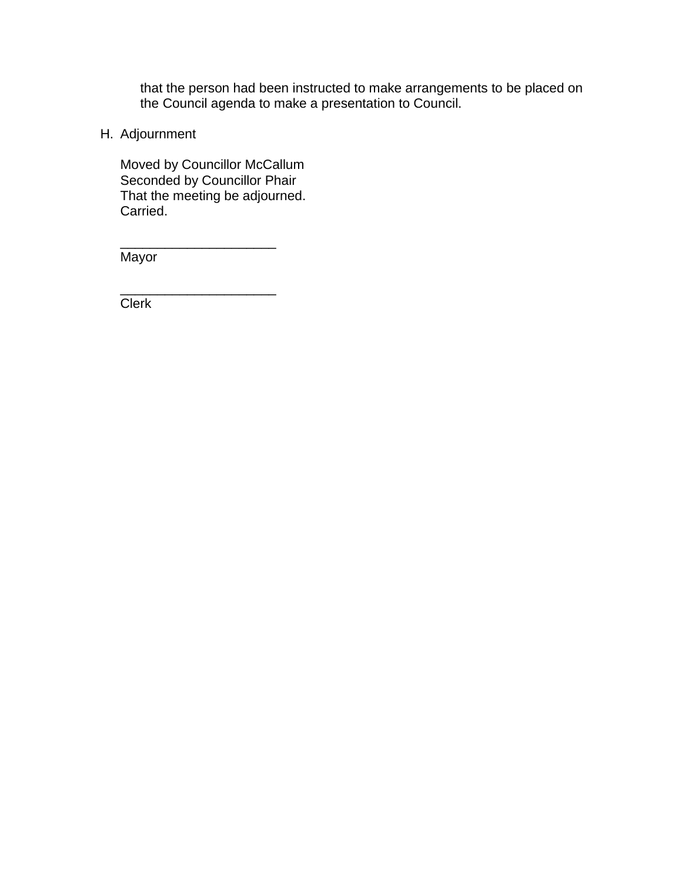that the person had been instructed to make arrangements to be placed on the Council agenda to make a presentation to Council.

H. Adjournment

Moved by Councillor McCallum
Seconded by Councillor Phair
That the meeting be adjourned.
Carried.

_____________________
Mayor

_____________________
Clerk